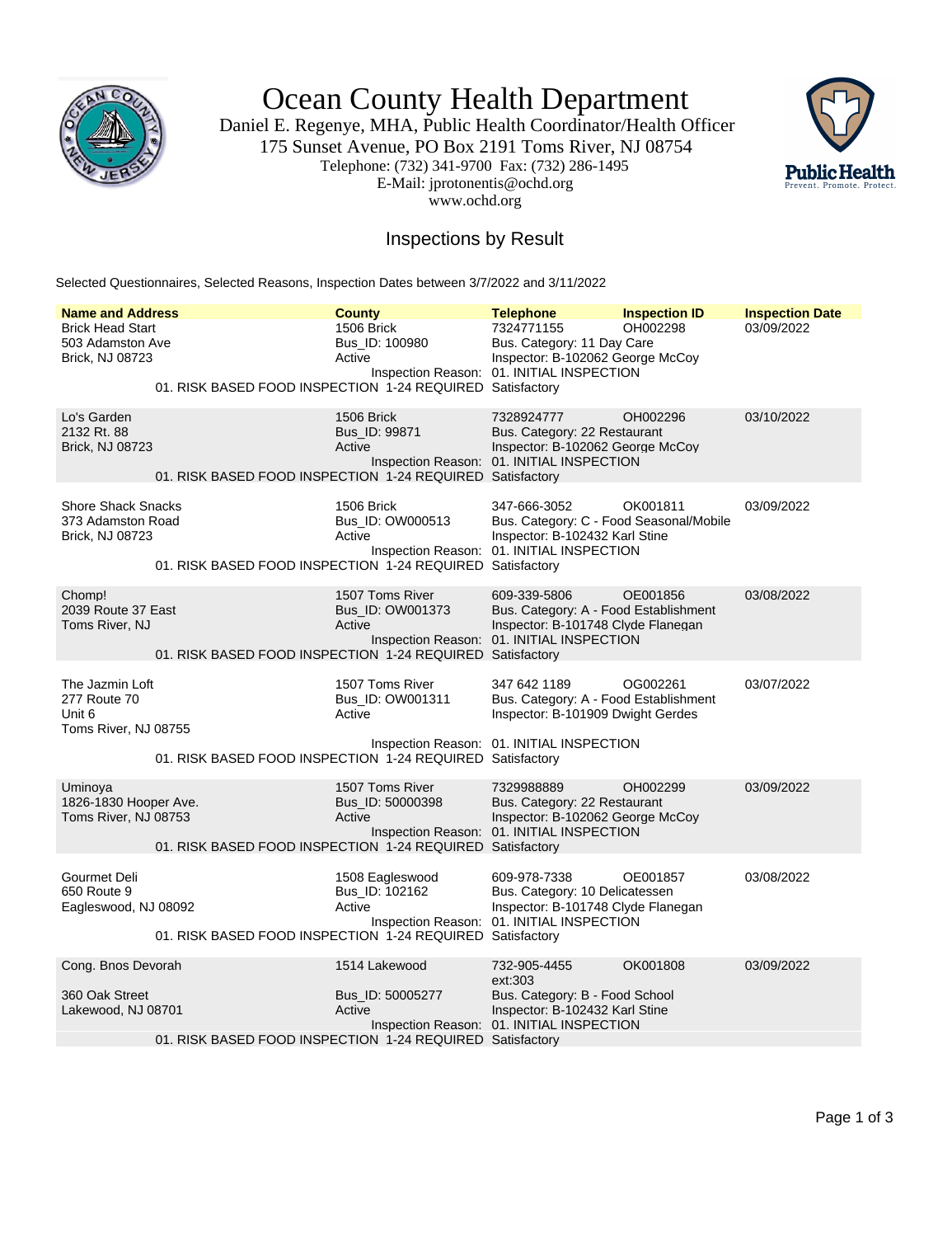# Ocean County Health Department

Daniel E. Regenye, MHA, Public Health Coordinator/Health Officer
175 Sunset Avenue, PO Box 2191 Toms River, NJ 08754
Telephone: (732) 341-9700 Fax: (732) 286-1495
E-Mail: jprotonentis@ochd.org
www.ochd.org

## Inspections by Result

Selected Questionnaires, Selected Reasons, Inspection Dates between 3/7/2022 and 3/11/2022

| Name and Address | County | Telephone | Inspection ID | Inspection Date |
|---|---|---|---|---|
| Brick Head Start<br>503 Adamston Ave<br>Brick, NJ 08723 | 1506 Brick<br>Bus_ID: 100980<br>Active | 7324771155<br>Bus. Category: 11 Day Care<br>Inspector: B-102062 George McCoy | OH002298 | 03/09/2022 |
| | Inspection Reason: | 01. INITIAL INSPECTION | | |
| 01. RISK BASED FOOD INSPECTION 1-24 REQUIRED | | Satisfactory | | |
| Lo's Garden<br>2132 Rt. 88<br>Brick, NJ 08723 | 1506 Brick<br>Bus_ID: 99871<br>Active | 7328924777<br>Bus. Category: 22 Restaurant<br>Inspector: B-102062 George McCoy | OH002296 | 03/10/2022 |
| | Inspection Reason: | 01. INITIAL INSPECTION | | |
| 01. RISK BASED FOOD INSPECTION 1-24 REQUIRED | | Satisfactory | | |
| Shore Shack Snacks<br>373 Adamston Road<br>Brick, NJ 08723 | 1506 Brick<br>Bus_ID: OW000513<br>Active | 347-666-3052<br>Bus. Category: C - Food Seasonal/Mobile<br>Inspector: B-102432 Karl Stine | OK001811 | 03/09/2022 |
| | Inspection Reason: | 01. INITIAL INSPECTION | | |
| 01. RISK BASED FOOD INSPECTION 1-24 REQUIRED | | Satisfactory | | |
| Chomp!<br>2039 Route 37 East<br>Toms River, NJ | 1507 Toms River<br>Bus_ID: OW001373<br>Active | 609-339-5806<br>Bus. Category: A - Food Establishment<br>Inspector: B-101748 Clyde Flanegan | OE001856 | 03/08/2022 |
| | Inspection Reason: | 01. INITIAL INSPECTION | | |
| 01. RISK BASED FOOD INSPECTION 1-24 REQUIRED | | Satisfactory | | |
| The Jazmin Loft<br>277 Route 70<br>Unit 6<br>Toms River, NJ 08755 | 1507 Toms River<br>Bus_ID: OW001311<br>Active | 347 642 1189<br>Bus. Category: A - Food Establishment<br>Inspector: B-101909 Dwight Gerdes | OG002261 | 03/07/2022 |
| | Inspection Reason: | 01. INITIAL INSPECTION | | |
| 01. RISK BASED FOOD INSPECTION 1-24 REQUIRED | | Satisfactory | | |
| Uminoya<br>1826-1830 Hooper Ave.<br>Toms River, NJ 08753 | 1507 Toms River<br>Bus_ID: 50000398<br>Active | 7329988889<br>Bus. Category: 22 Restaurant<br>Inspector: B-102062 George McCoy | OH002299 | 03/09/2022 |
| | Inspection Reason: | 01. INITIAL INSPECTION | | |
| 01. RISK BASED FOOD INSPECTION 1-24 REQUIRED | | Satisfactory | | |
| Gourmet Deli<br>650 Route 9<br>Eagleswood, NJ 08092 | 1508 Eagleswood<br>Bus_ID: 102162<br>Active | 609-978-7338<br>Bus. Category: 10 Delicatessen<br>Inspector: B-101748 Clyde Flanegan | OE001857 | 03/08/2022 |
| | Inspection Reason: | 01. INITIAL INSPECTION | | |
| 01. RISK BASED FOOD INSPECTION 1-24 REQUIRED | | Satisfactory | | |
| Cong. Bnos Devorah<br>360 Oak Street<br>Lakewood, NJ 08701 | 1514 Lakewood<br>Bus_ID: 50005277<br>Active | 732-905-4455 ext:303<br>Bus. Category: B - Food School<br>Inspector: B-102432 Karl Stine | OK001808 | 03/09/2022 |
| | Inspection Reason: | 01. INITIAL INSPECTION | | |
| 01. RISK BASED FOOD INSPECTION 1-24 REQUIRED | | Satisfactory | | |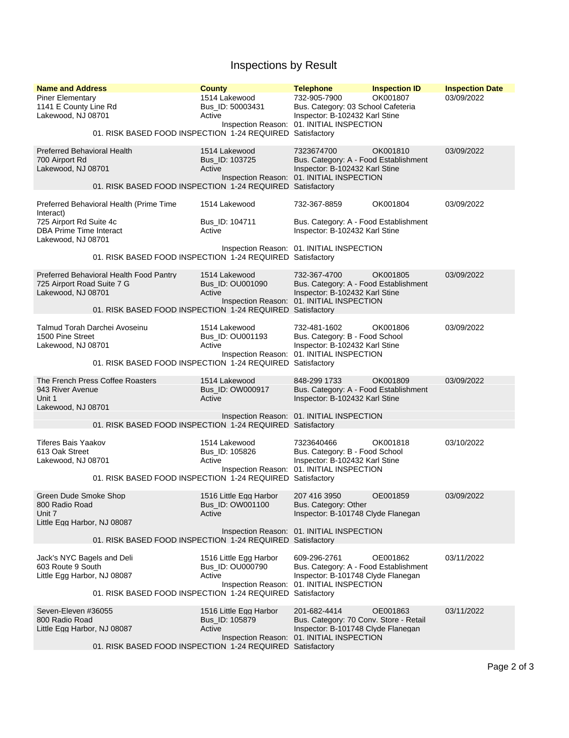# Inspections by Result

| Name and Address | County | Telephone | Inspection ID | Inspection Date |
|---|---|---|---|---|
| Piner Elementary<br>1141 E County Line Rd<br>Lakewood, NJ 08701 | 1514 Lakewood<br>Bus_ID: 50003431<br>Active | 732-905-7900<br>Bus. Category: 03 School Cafeteria<br>Inspector: B-102432 Karl Stine | OK001807 | 03/09/2022 |
| | Inspection Reason: | 01. INITIAL INSPECTION | | |
| 01. RISK BASED FOOD INSPECTION 1-24 REQUIRED | | Satisfactory | | |
| Preferred Behavioral Health<br>700 Airport Rd<br>Lakewood, NJ 08701 | 1514 Lakewood<br>Bus_ID: 103725<br>Active | 7323674700<br>Bus. Category: A - Food Establishment<br>Inspector: B-102432 Karl Stine | OK001810 | 03/09/2022 |
| | Inspection Reason: | 01. INITIAL INSPECTION | | |
| 01. RISK BASED FOOD INSPECTION 1-24 REQUIRED | | Satisfactory | | |
| Preferred Behavioral Health (Prime Time Interact)<br>725 Airport Rd Suite 4c<br>DBA Prime Time Interact<br>Lakewood, NJ 08701 | 1514 Lakewood<br>Bus_ID: 104711<br>Active | 732-367-8859<br>Bus. Category: A - Food Establishment<br>Inspector: B-102432 Karl Stine | OK001804 | 03/09/2022 |
| | Inspection Reason: | 01. INITIAL INSPECTION | | |
| 01. RISK BASED FOOD INSPECTION 1-24 REQUIRED | | Satisfactory | | |
| Preferred Behavioral Health Food Pantry<br>725 Airport Road Suite 7 G<br>Lakewood, NJ 08701 | 1514 Lakewood<br>Bus_ID: OU001090<br>Active | 732-367-4700<br>Bus. Category: A - Food Establishment<br>Inspector: B-102432 Karl Stine | OK001805 | 03/09/2022 |
| | Inspection Reason: | 01. INITIAL INSPECTION | | |
| 01. RISK BASED FOOD INSPECTION 1-24 REQUIRED | | Satisfactory | | |
| Talmud Torah Darchei Avoseinu<br>1500 Pine Street<br>Lakewood, NJ 08701 | 1514 Lakewood<br>Bus_ID: OU001193<br>Active | 732-481-1602<br>Bus. Category: B - Food School<br>Inspector: B-102432 Karl Stine | OK001806 | 03/09/2022 |
| | Inspection Reason: | 01. INITIAL INSPECTION | | |
| 01. RISK BASED FOOD INSPECTION 1-24 REQUIRED | | Satisfactory | | |
| The French Press Coffee Roasters<br>943 River Avenue<br>Unit 1<br>Lakewood, NJ 08701 | 1514 Lakewood<br>Bus_ID: OW000917<br>Active | 848-299 1733<br>Bus. Category: A - Food Establishment<br>Inspector: B-102432 Karl Stine | OK001809 | 03/09/2022 |
| | Inspection Reason: | 01. INITIAL INSPECTION | | |
| 01. RISK BASED FOOD INSPECTION 1-24 REQUIRED | | Satisfactory | | |
| Tiferes Bais Yaakov<br>613 Oak Street<br>Lakewood, NJ 08701 | 1514 Lakewood<br>Bus_ID: 105826<br>Active | 7323640466<br>Bus. Category: B - Food School<br>Inspector: B-102432 Karl Stine | OK001818 | 03/10/2022 |
| | Inspection Reason: | 01. INITIAL INSPECTION | | |
| 01. RISK BASED FOOD INSPECTION 1-24 REQUIRED | | Satisfactory | | |
| Green Dude Smoke Shop<br>800 Radio Road<br>Unit 7<br>Little Egg Harbor, NJ 08087 | 1516 Little Egg Harbor<br>Bus_ID: OW001100<br>Active | 207 416 3950<br>Bus. Category: Other<br>Inspector: B-101748 Clyde Flanegan | OE001859 | 03/09/2022 |
| | Inspection Reason: | 01. INITIAL INSPECTION | | |
| 01. RISK BASED FOOD INSPECTION 1-24 REQUIRED | | Satisfactory | | |
| Jack's NYC Bagels and Deli<br>603 Route 9 South<br>Little Egg Harbor, NJ 08087 | 1516 Little Egg Harbor<br>Bus_ID: OU000790<br>Active | 609-296-2761<br>Bus. Category: A - Food Establishment<br>Inspector: B-101748 Clyde Flanegan | OE001862 | 03/11/2022 |
| | Inspection Reason: | 01. INITIAL INSPECTION | | |
| 01. RISK BASED FOOD INSPECTION 1-24 REQUIRED | | Satisfactory | | |
| Seven-Eleven #36055<br>800 Radio Road<br>Little Egg Harbor, NJ 08087 | 1516 Little Egg Harbor<br>Bus_ID: 105879<br>Active | 201-682-4414<br>Bus. Category: 70 Conv. Store - Retail<br>Inspector: B-101748 Clyde Flanegan | OE001863 | 03/11/2022 |
| | Inspection Reason: | 01. INITIAL INSPECTION | | |
| 01. RISK BASED FOOD INSPECTION 1-24 REQUIRED | | Satisfactory | | |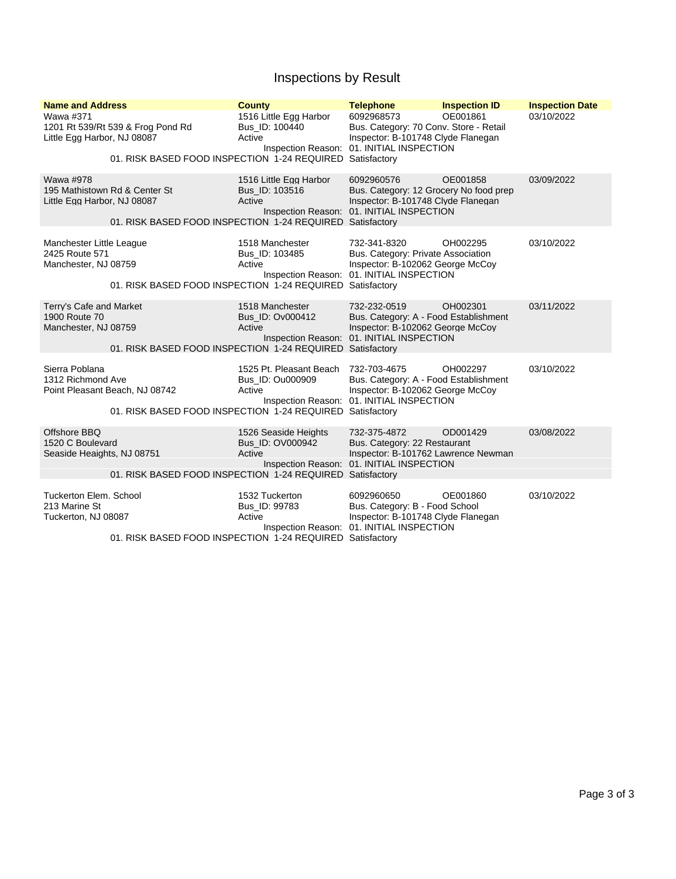# Inspections by Result

| Name and Address | County | Telephone | Inspection ID | Inspection Date |
|---|---|---|---|---|
| Wawa #371<br>1201 Rt 539/Rt 539 & Frog Pond Rd<br>Little Egg Harbor, NJ 08087 | 1516 Little Egg Harbor<br>Bus_ID: 100440<br>Active | 6092968573<br>Bus. Category: 70 Conv. Store - Retail<br>Inspector: B-101748 Clyde Flanegan | OE001861 | 03/10/2022 |
| | Inspection Reason: | 01. INITIAL INSPECTION | | |
| 01. RISK BASED FOOD INSPECTION 1-24 REQUIRED | | Satisfactory | | |
| Wawa #978<br>195 Mathistown Rd & Center St<br>Little Egg Harbor, NJ 08087 | 1516 Little Egg Harbor<br>Bus_ID: 103516<br>Active | 6092960576<br>Bus. Category: 12 Grocery No food prep<br>Inspector: B-101748 Clyde Flanegan | OE001858 | 03/09/2022 |
| | Inspection Reason: | 01. INITIAL INSPECTION | | |
| 01. RISK BASED FOOD INSPECTION 1-24 REQUIRED | | Satisfactory | | |
| Manchester Little League<br>2425 Route 571<br>Manchester, NJ 08759 | 1518 Manchester<br>Bus_ID: 103485<br>Active | 732-341-8320<br>Bus. Category: Private Association<br>Inspector: B-102062 George McCoy | OH002295 | 03/10/2022 |
| | Inspection Reason: | 01. INITIAL INSPECTION | | |
| 01. RISK BASED FOOD INSPECTION 1-24 REQUIRED | | Satisfactory | | |
| Terry's Cafe and Market<br>1900 Route 70<br>Manchester, NJ 08759 | 1518 Manchester<br>Bus_ID: Ov000412<br>Active | 732-232-0519<br>Bus. Category: A - Food Establishment<br>Inspector: B-102062 George McCoy | OH002301 | 03/11/2022 |
| | Inspection Reason: | 01. INITIAL INSPECTION | | |
| 01. RISK BASED FOOD INSPECTION 1-24 REQUIRED | | Satisfactory | | |
| Sierra Poblana<br>1312 Richmond Ave<br>Point Pleasant Beach, NJ 08742 | 1525 Pt. Pleasant Beach<br>Bus_ID: Ou000909<br>Active | 732-703-4675<br>Bus. Category: A - Food Establishment<br>Inspector: B-102062 George McCoy | OH002297 | 03/10/2022 |
| | Inspection Reason: | 01. INITIAL INSPECTION | | |
| 01. RISK BASED FOOD INSPECTION 1-24 REQUIRED | | Satisfactory | | |
| Offshore BBQ<br>1520 C Boulevard<br>Seaside Heaights, NJ 08751 | 1526 Seaside Heights<br>Bus_ID: OV000942<br>Active | 732-375-4872<br>Bus. Category: 22 Restaurant<br>Inspector: B-101762 Lawrence Newman | OD001429 | 03/08/2022 |
| | Inspection Reason: | 01. INITIAL INSPECTION | | |
| 01. RISK BASED FOOD INSPECTION 1-24 REQUIRED | | Satisfactory | | |
| Tuckerton Elem. School<br>213 Marine St<br>Tuckerton, NJ 08087 | 1532 Tuckerton<br>Bus_ID: 99783<br>Active | 6092960650<br>Bus. Category: B - Food School<br>Inspector: B-101748 Clyde Flanegan | OE001860 | 03/10/2022 |
| | Inspection Reason: | 01. INITIAL INSPECTION | | |
| 01. RISK BASED FOOD INSPECTION 1-24 REQUIRED | | Satisfactory | | |